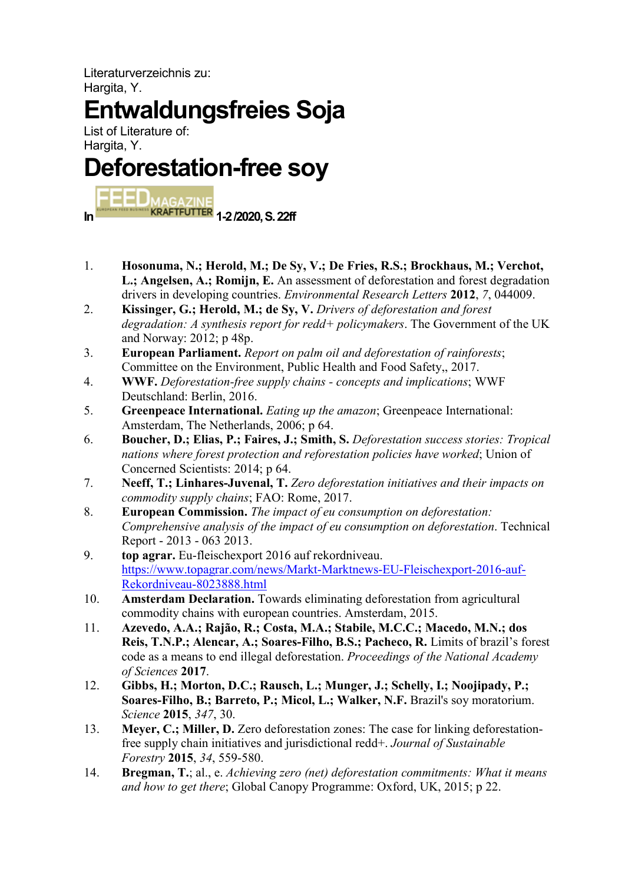Literaturverzeichnis zu:
Hargita, Y.

# Entwaldungsfreies Soja

List of Literature of:
Hargita, Y.

# Deforestation-free soy

In FEED MAGAZINE KRAFTFUTTER 1-2/2020, S. 22ff

1. **Hosonuma, N.; Herold, M.; De Sy, V.; De Fries, R.S.; Brockhaus, M.; Verchot, L.; Angelsen, A.; Romijn, E.** An assessment of deforestation and forest degradation drivers in developing countries. *Environmental Research Letters* **2012**, *7*, 044009.
2. **Kissinger, G.; Herold, M.; de Sy, V.** *Drivers of deforestation and forest degradation: A synthesis report for redd+ policymakers*. The Government of the UK and Norway: 2012; p 48p.
3. **European Parliament.** *Report on palm oil and deforestation of rainforests*; Committee on the Environment, Public Health and Food Safety,, 2017.
4. **WWF.** *Deforestation-free supply chains - concepts and implications*; WWF Deutschland: Berlin, 2016.
5. **Greenpeace International.** *Eating up the amazon*; Greenpeace International: Amsterdam, The Netherlands, 2006; p 64.
6. **Boucher, D.; Elias, P.; Faires, J.; Smith, S.** *Deforestation success stories: Tropical nations where forest protection and reforestation policies have worked*; Union of Concerned Scientists: 2014; p 64.
7. **Neeff, T.; Linhares-Juvenal, T.** *Zero deforestation initiatives and their impacts on commodity supply chains*; FAO: Rome, 2017.
8. **European Commission.** *The impact of eu consumption on deforestation: Comprehensive analysis of the impact of eu consumption on deforestation*. Technical Report - 2013 - 063 2013.
9. **top agrar.** Eu-fleischexport 2016 auf rekordniveau. https://www.topagrar.com/news/Markt-Marktnews-EU-Fleischexport-2016-auf-Rekordniveau-8023888.html
10. **Amsterdam Declaration.** Towards eliminating deforestation from agricultural commodity chains with european countries. Amsterdam, 2015.
11. **Azevedo, A.A.; Rajão, R.; Costa, M.A.; Stabile, M.C.C.; Macedo, M.N.; dos Reis, T.N.P.; Alencar, A.; Soares-Filho, B.S.; Pacheco, R.** Limits of brazil's forest code as a means to end illegal deforestation. *Proceedings of the National Academy of Sciences* **2017**.
12. **Gibbs, H.; Morton, D.C.; Rausch, L.; Munger, J.; Schelly, I.; Noojipady, P.; Soares-Filho, B.; Barreto, P.; Micol, L.; Walker, N.F.** Brazil's soy moratorium. *Science* **2015**, *347*, 30.
13. **Meyer, C.; Miller, D.** Zero deforestation zones: The case for linking deforestation-free supply chain initiatives and jurisdictional redd+. *Journal of Sustainable Forestry* **2015**, *34*, 559-580.
14. **Bregman, T.**; al., e. *Achieving zero (net) deforestation commitments: What it means and how to get there*; Global Canopy Programme: Oxford, UK, 2015; p 22.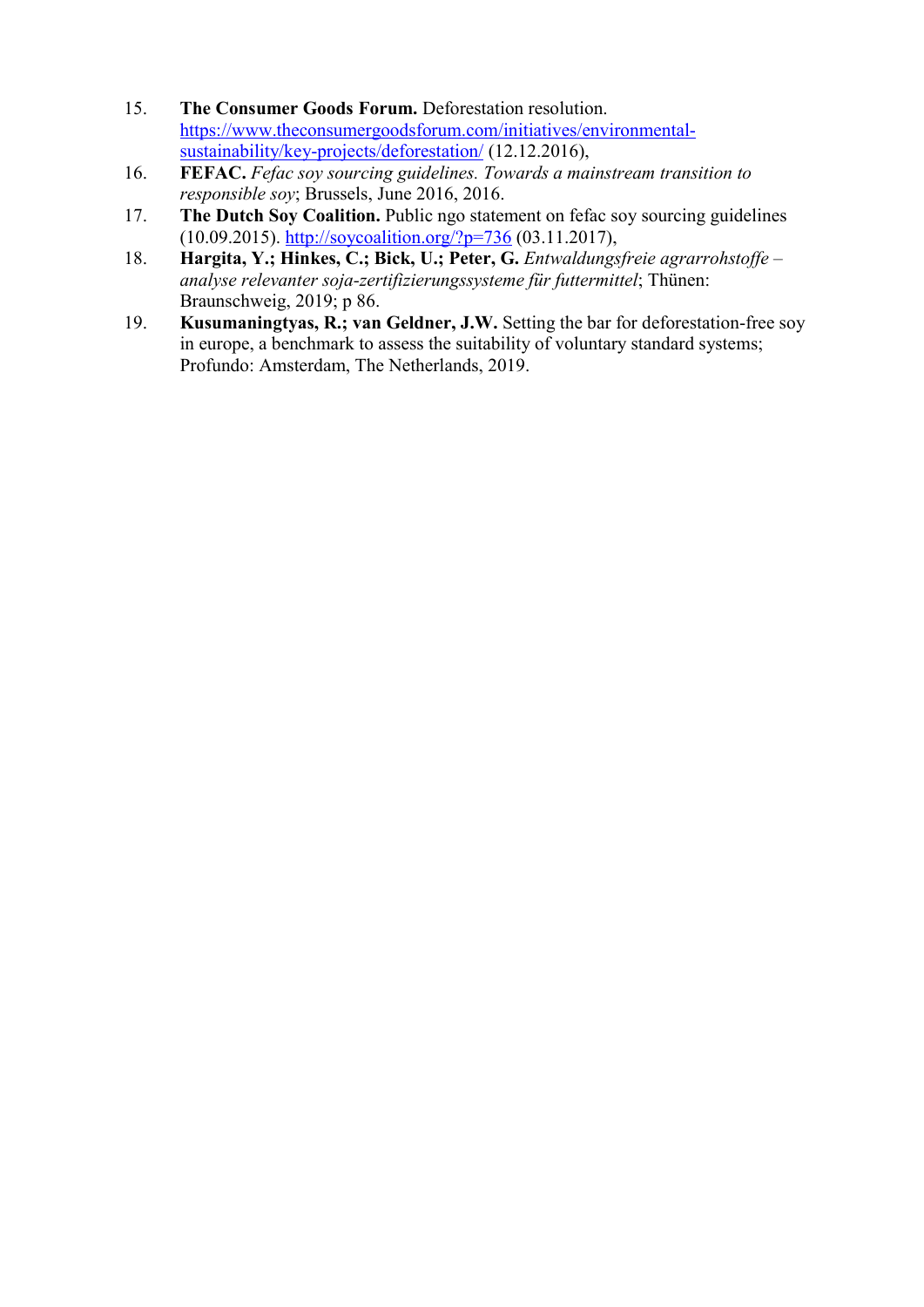15. **The Consumer Goods Forum.** Deforestation resolution. https://www.theconsumergoodsforum.com/initiatives/environmental-sustainability/key-projects/deforestation/ (12.12.2016),
16. **FEFAC.** *Fefac soy sourcing guidelines. Towards a mainstream transition to responsible soy*; Brussels, June 2016, 2016.
17. **The Dutch Soy Coalition.** Public ngo statement on fefac soy sourcing guidelines (10.09.2015). http://soycoalition.org/?p=736 (03.11.2017),
18. **Hargita, Y.; Hinkes, C.; Bick, U.; Peter, G.** *Entwaldungsfreie agrarrohstoffe – analyse relevanter soja-zertifizierungssysteme für futtermittel*; Thünen: Braunschweig, 2019; p 86.
19. **Kusumaningtyas, R.; van Geldner, J.W.** Setting the bar for deforestation-free soy in europe, a benchmark to assess the suitability of voluntary standard systems; Profundo: Amsterdam, The Netherlands, 2019.